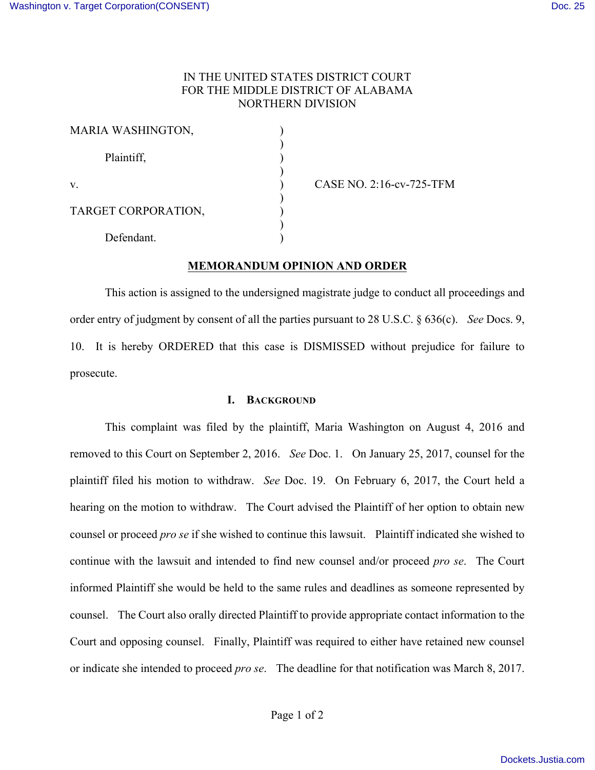IN THE UNITED STATES DISTRICT COURT
FOR THE MIDDLE DISTRICT OF ALABAMA
NORTHERN DIVISION

| | | |
|---|---|---|
| MARIA WASHINGTON, | ) | |
| Plaintiff, | ) | |
| v. | ) | CASE NO. 2:16-cv-725-TFM |
| TARGET CORPORATION, | ) | |
| Defendant. | ) | |

**MEMORANDUM OPINION AND ORDER**

This action is assigned to the undersigned magistrate judge to conduct all proceedings and order entry of judgment by consent of all the parties pursuant to 28 U.S.C. § 636(c). *See* Docs. 9, 10. It is hereby ORDERED that this case is DISMISSED without prejudice for failure to prosecute.

## I. Background

This complaint was filed by the plaintiff, Maria Washington on August 4, 2016 and removed to this Court on September 2, 2016. *See* Doc. 1. On January 25, 2017, counsel for the plaintiff filed his motion to withdraw. *See* Doc. 19. On February 6, 2017, the Court held a hearing on the motion to withdraw. The Court advised the Plaintiff of her option to obtain new counsel or proceed *pro se* if she wished to continue this lawsuit. Plaintiff indicated she wished to continue with the lawsuit and intended to find new counsel and/or proceed *pro se*. The Court informed Plaintiff she would be held to the same rules and deadlines as someone represented by counsel. The Court also orally directed Plaintiff to provide appropriate contact information to the Court and opposing counsel. Finally, Plaintiff was required to either have retained new counsel or indicate she intended to proceed *pro se*. The deadline for that notification was March 8, 2017.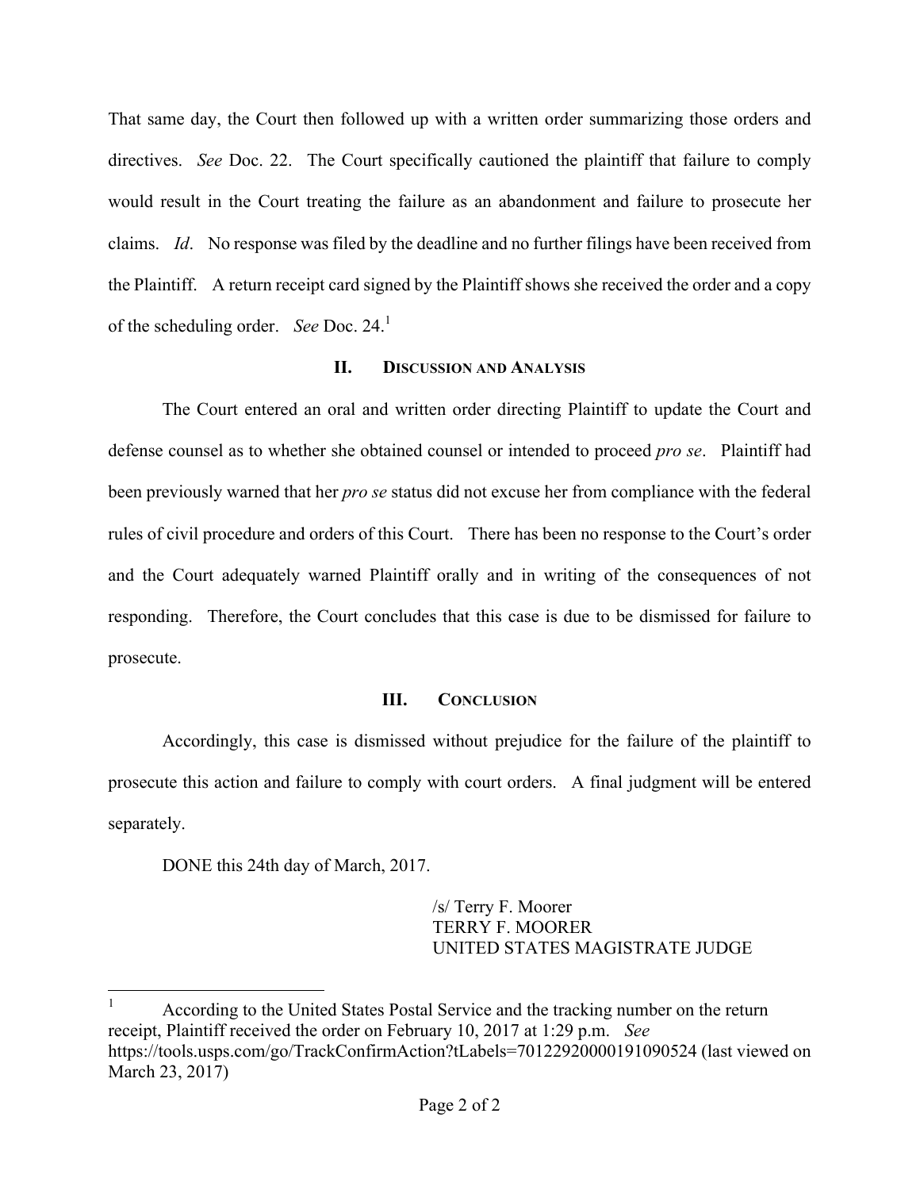That same day, the Court then followed up with a written order summarizing those orders and directives. *See* Doc. 22. The Court specifically cautioned the plaintiff that failure to comply would result in the Court treating the failure as an abandonment and failure to prosecute her claims. *Id*. No response was filed by the deadline and no further filings have been received from the Plaintiff. A return receipt card signed by the Plaintiff shows she received the order and a copy of the scheduling order. *See* Doc. 24.[1]

## II. Discussion and Analysis

The Court entered an oral and written order directing Plaintiff to update the Court and defense counsel as to whether she obtained counsel or intended to proceed *pro se*. Plaintiff had been previously warned that her *pro se* status did not excuse her from compliance with the federal rules of civil procedure and orders of this Court. There has been no response to the Court's order and the Court adequately warned Plaintiff orally and in writing of the consequences of not responding. Therefore, the Court concludes that this case is due to be dismissed for failure to prosecute.

## III. Conclusion

Accordingly, this case is dismissed without prejudice for the failure of the plaintiff to prosecute this action and failure to comply with court orders. A final judgment will be entered separately.

DONE this 24th day of March, 2017.

/s/ Terry F. Moorer
TERRY F. MOORER
UNITED STATES MAGISTRATE JUDGE

---

[1] According to the United States Postal Service and the tracking number on the return receipt, Plaintiff received the order on February 10, 2017 at 1:29 p.m. *See* https://tools.usps.com/go/TrackConfirmAction?tLabels=70122920000191090524 (last viewed on March 23, 2017)